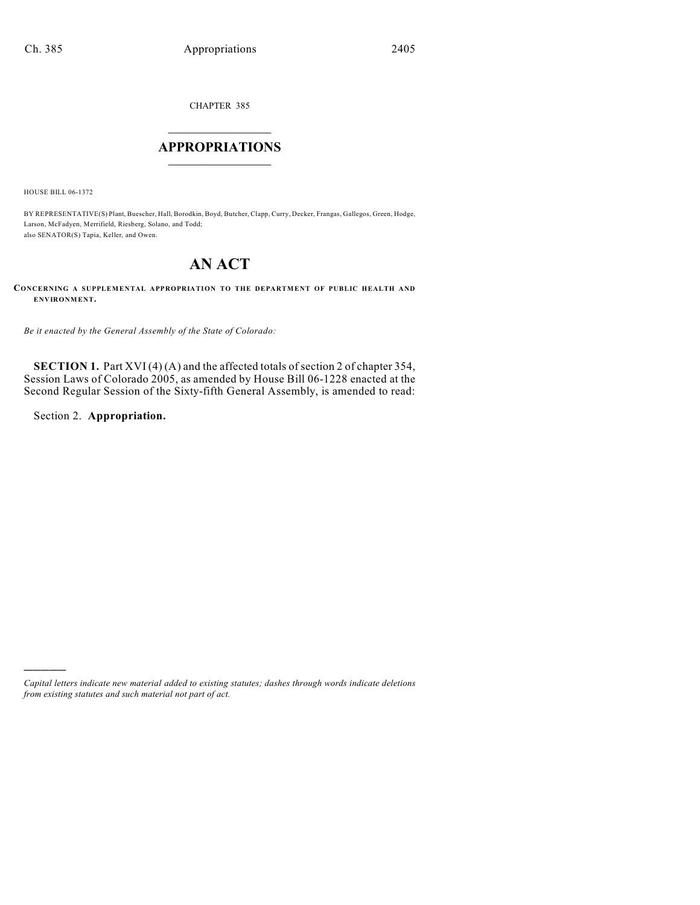CHAPTER 385

# APPROPRIATIONS

HOUSE BILL 06-1372

BY REPRESENTATIVE(S) Plant, Buescher, Hall, Borodkin, Boyd, Butcher, Clapp, Curry, Decker, Frangas, Gallegos, Green, Hodge, Larson, McFadyen, Merrifield, Riesberg, Solano, and Todd;
also SENATOR(S) Tapia, Keller, and Owen.

# AN ACT

**CONCERNING A SUPPLEMENTAL APPROPRIATION TO THE DEPARTMENT OF PUBLIC HEALTH AND ENVIRONMENT.**

*Be it enacted by the General Assembly of the State of Colorado:*

**SECTION 1.** Part XVI (4) (A) and the affected totals of section 2 of chapter 354, Session Laws of Colorado 2005, as amended by House Bill 06-1228 enacted at the Second Regular Session of the Sixty-fifth General Assembly, is amended to read:

Section 2. **Appropriation.**

---

*Capital letters indicate new material added to existing statutes; dashes through words indicate deletions from existing statutes and such material not part of act.*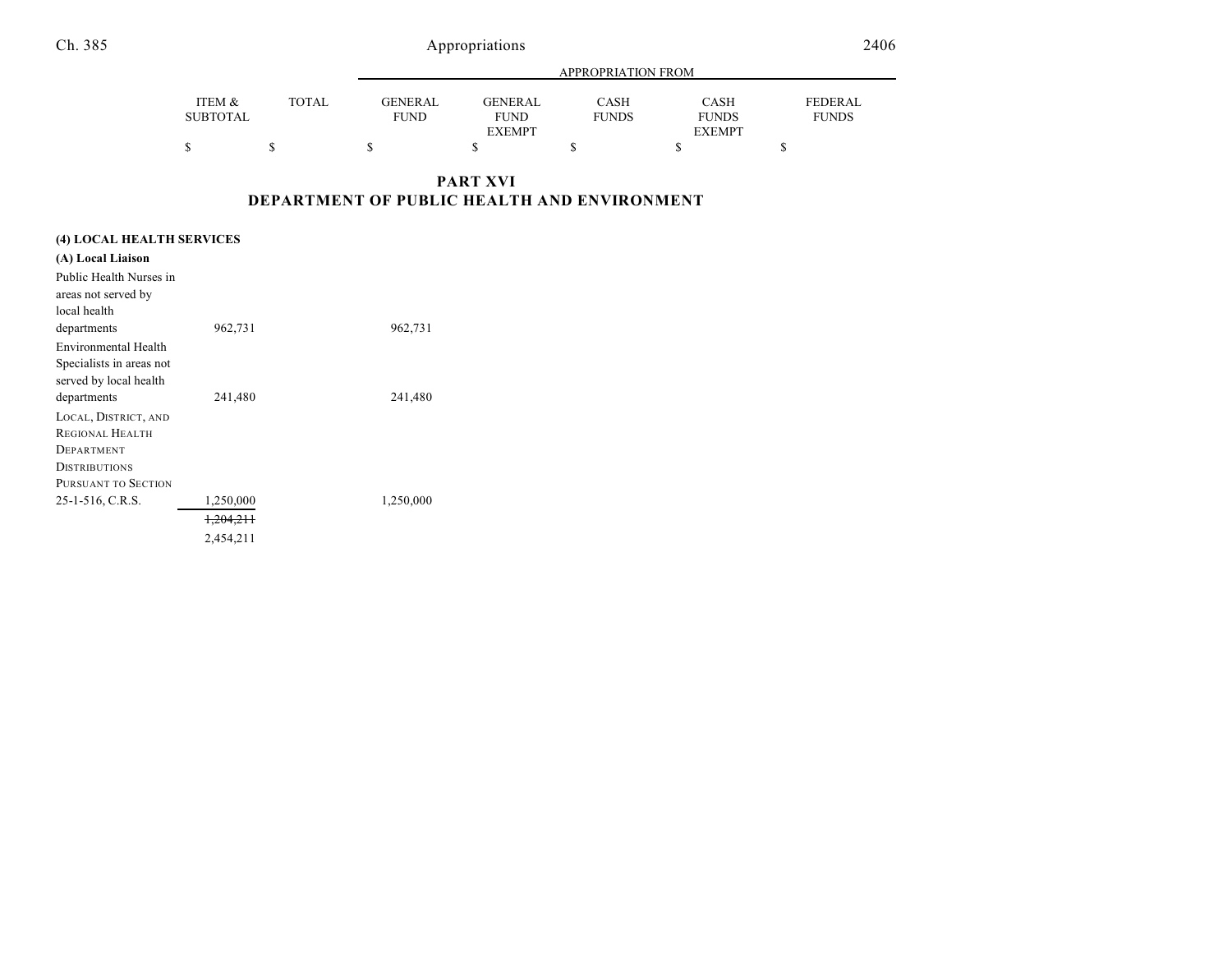## PART XVI
## DEPARTMENT OF PUBLIC HEALTH AND ENVIRONMENT

| | ITEM & SUBTOTAL | TOTAL | APPROPRIATION FROM GENERAL FUND | GENERAL FUND EXEMPT | CASH FUNDS | CASH FUNDS EXEMPT | FEDERAL FUNDS |
|---|---|---|---|---|---|---|---|
| | $ | $ | $ | $ | $ | $ | $ |
| **(4) LOCAL HEALTH SERVICES** | | | | | | | |
| **(A) Local Liaison** | | | | | | | |
| Public Health Nurses in areas not served by local health departments | 962,731 | | 962,731 | | | | |
| Environmental Health Specialists in areas not served by local health departments | 241,480 | | 241,480 | | | | |
| LOCAL, DISTRICT, AND REGIONAL HEALTH DEPARTMENT DISTRIBUTIONS PURSUANT TO SECTION 25-1-516, C.R.S. | 1,250,000 | | 1,250,000 | | | | |
| | ~~1,204,211~~ 2,454,211 | | | | | | |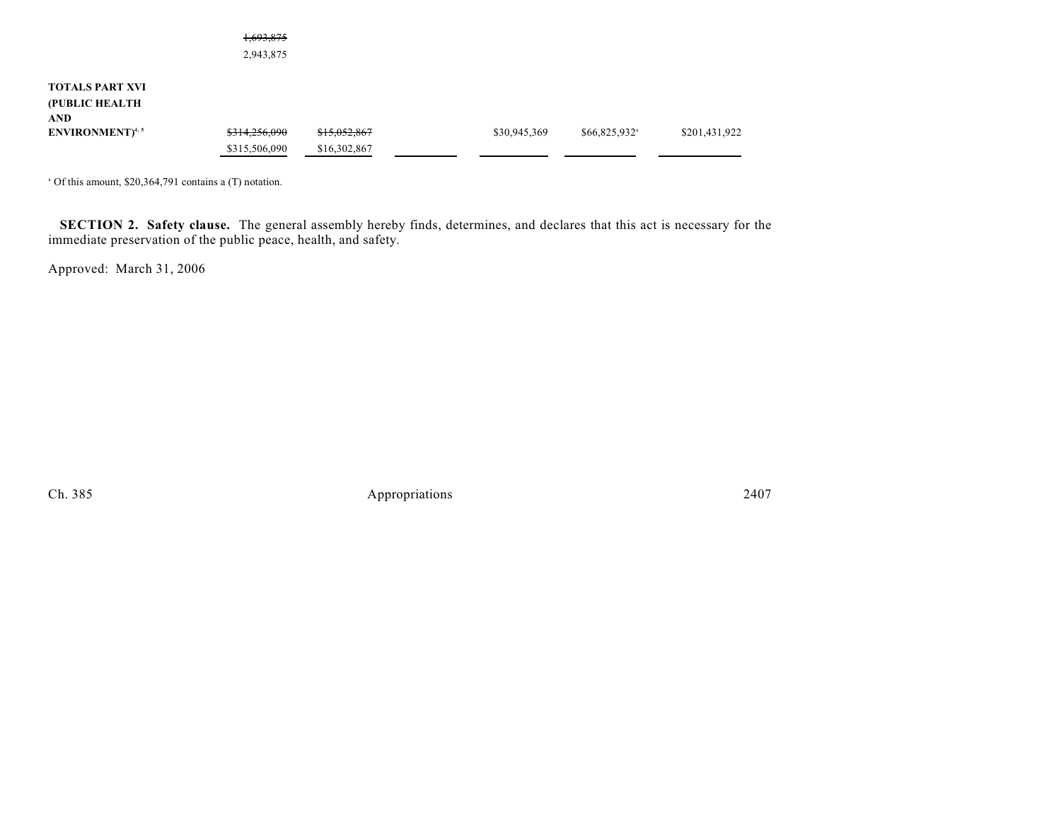| | | | | | | |
|---|---|---|---|---|---|---|
| | ~~1,693,875~~ | | | | | |
| | 2,943,875 | | | | | |
| **TOTALS PART XVI (PUBLIC HEALTH AND ENVIRONMENT)**[4, 5] | ~~$314,256,090~~ | ~~$15,052,867~~ | | $30,945,369 | $66,825,932[a] | $201,431,922 |
| | $315,506,090 | $16,302,867 | | | | |

[a] Of this amount, $20,364,791 contains a (T) notation.

**SECTION 2. Safety clause.** The general assembly hereby finds, determines, and declares that this act is necessary for the immediate preservation of the public peace, health, and safety.

Approved: March 31, 2006